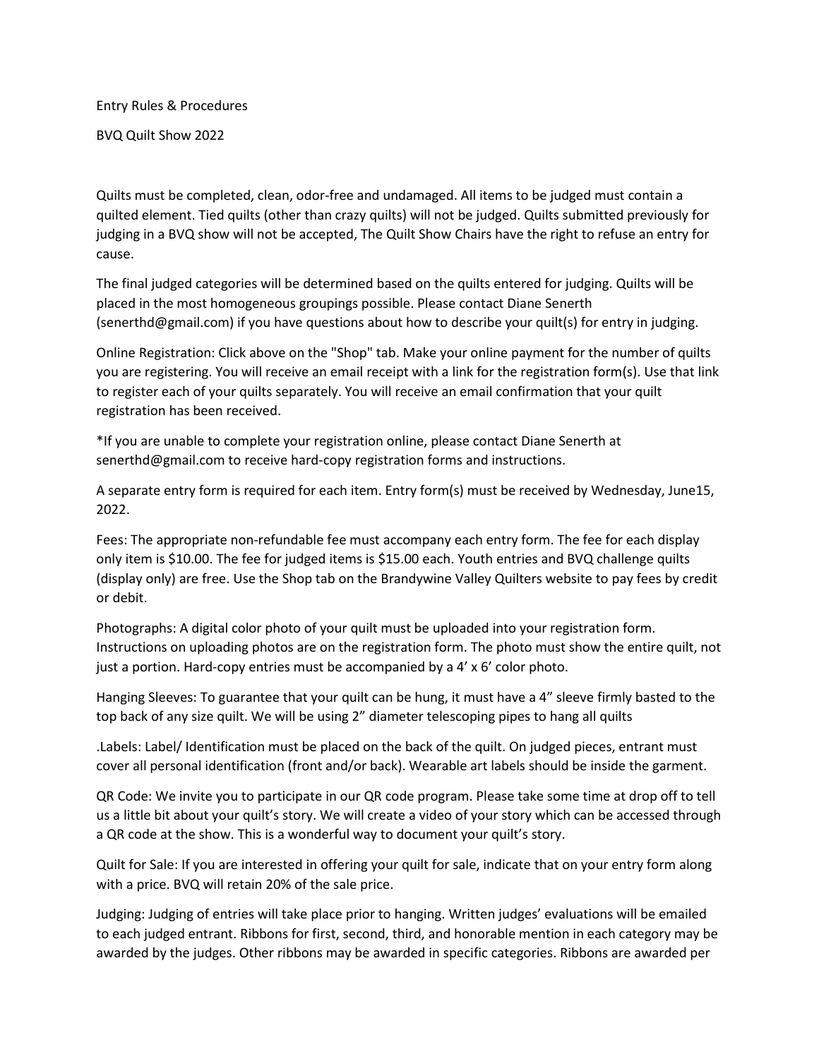Entry Rules & Procedures

BVQ Quilt Show 2022

Quilts must be completed, clean, odor-free and undamaged. All items to be judged must contain a quilted element. Tied quilts (other than crazy quilts) will not be judged. Quilts submitted previously for judging in a BVQ show will not be accepted, The Quilt Show Chairs have the right to refuse an entry for cause.

The final judged categories will be determined based on the quilts entered for judging. Quilts will be placed in the most homogeneous groupings possible. Please contact Diane Senerth (senerthd@gmail.com) if you have questions about how to describe your quilt(s) for entry in judging.

Online Registration: Click above on the "Shop" tab. Make your online payment for the number of quilts you are registering. You will receive an email receipt with a link for the registration form(s). Use that link to register each of your quilts separately. You will receive an email confirmation that your quilt registration has been received.

*If you are unable to complete your registration online, please contact Diane Senerth at senerthd@gmail.com to receive hard-copy registration forms and instructions.

A separate entry form is required for each item. Entry form(s) must be received by Wednesday, June15, 2022.

Fees: The appropriate non-refundable fee must accompany each entry form. The fee for each display only item is $10.00. The fee for judged items is $15.00 each. Youth entries and BVQ challenge quilts (display only) are free. Use the Shop tab on the Brandywine Valley Quilters website to pay fees by credit or debit.

Photographs: A digital color photo of your quilt must be uploaded into your registration form. Instructions on uploading photos are on the registration form. The photo must show the entire quilt, not just a portion. Hard-copy entries must be accompanied by a 4' x 6' color photo.

Hanging Sleeves: To guarantee that your quilt can be hung, it must have a 4" sleeve firmly basted to the top back of any size quilt. We will be using 2" diameter telescoping pipes to hang all quilts

.Labels: Label/ Identification must be placed on the back of the quilt. On judged pieces, entrant must cover all personal identification (front and/or back). Wearable art labels should be inside the garment.

QR Code: We invite you to participate in our QR code program. Please take some time at drop off to tell us a little bit about your quilt's story. We will create a video of your story which can be accessed through a QR code at the show. This is a wonderful way to document your quilt's story.

Quilt for Sale: If you are interested in offering your quilt for sale, indicate that on your entry form along with a price. BVQ will retain 20% of the sale price.

Judging: Judging of entries will take place prior to hanging. Written judges' evaluations will be emailed to each judged entrant. Ribbons for first, second, third, and honorable mention in each category may be awarded by the judges. Other ribbons may be awarded in specific categories. Ribbons are awarded per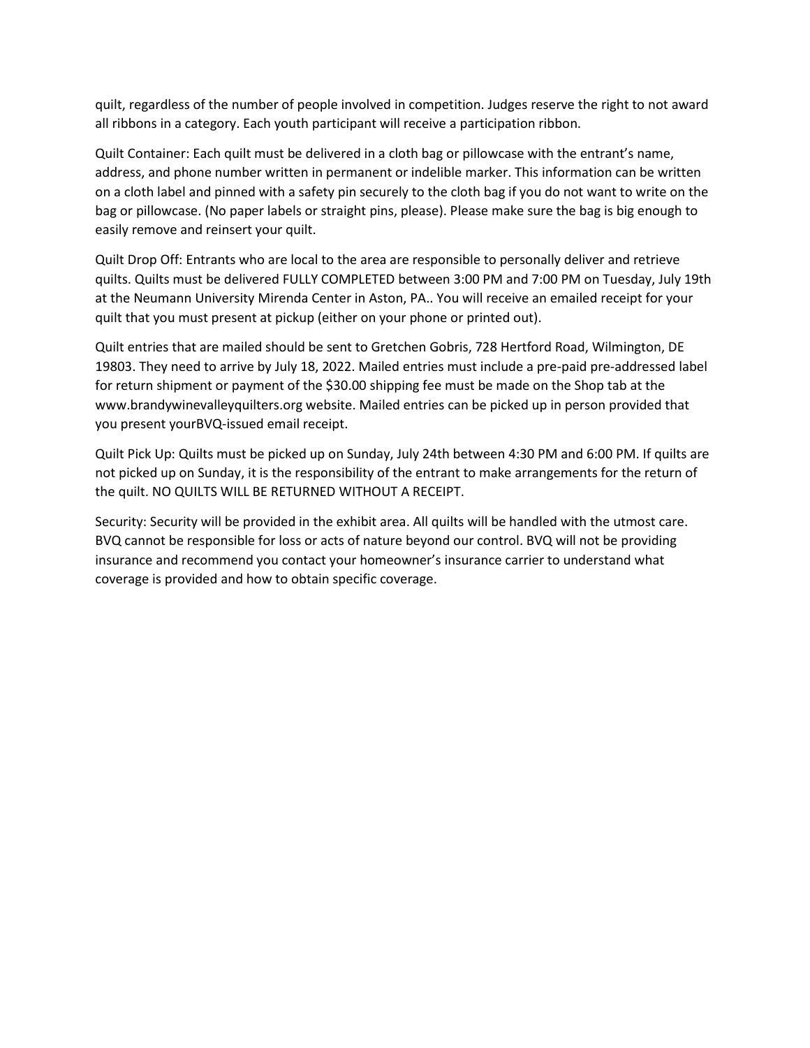quilt, regardless of the number of people involved in competition. Judges reserve the right to not award all ribbons in a category. Each youth participant will receive a participation ribbon.

Quilt Container: Each quilt must be delivered in a cloth bag or pillowcase with the entrant's name, address, and phone number written in permanent or indelible marker. This information can be written on a cloth label and pinned with a safety pin securely to the cloth bag if you do not want to write on the bag or pillowcase. (No paper labels or straight pins, please). Please make sure the bag is big enough to easily remove and reinsert your quilt.

Quilt Drop Off: Entrants who are local to the area are responsible to personally deliver and retrieve quilts. Quilts must be delivered FULLY COMPLETED between 3:00 PM and 7:00 PM on Tuesday, July 19th at the Neumann University Mirenda Center in Aston, PA.. You will receive an emailed receipt for your quilt that you must present at pickup (either on your phone or printed out).

Quilt entries that are mailed should be sent to Gretchen Gobris, 728 Hertford Road, Wilmington, DE 19803. They need to arrive by July 18, 2022. Mailed entries must include a pre-paid pre-addressed label for return shipment or payment of the $30.00 shipping fee must be made on the Shop tab at the www.brandywinevalleyquilters.org website. Mailed entries can be picked up in person provided that you present yourBVQ-issued email receipt.

Quilt Pick Up: Quilts must be picked up on Sunday, July 24th between 4:30 PM and 6:00 PM. If quilts are not picked up on Sunday, it is the responsibility of the entrant to make arrangements for the return of the quilt. NO QUILTS WILL BE RETURNED WITHOUT A RECEIPT.

Security: Security will be provided in the exhibit area. All quilts will be handled with the utmost care. BVQ cannot be responsible for loss or acts of nature beyond our control. BVQ will not be providing insurance and recommend you contact your homeowner's insurance carrier to understand what coverage is provided and how to obtain specific coverage.